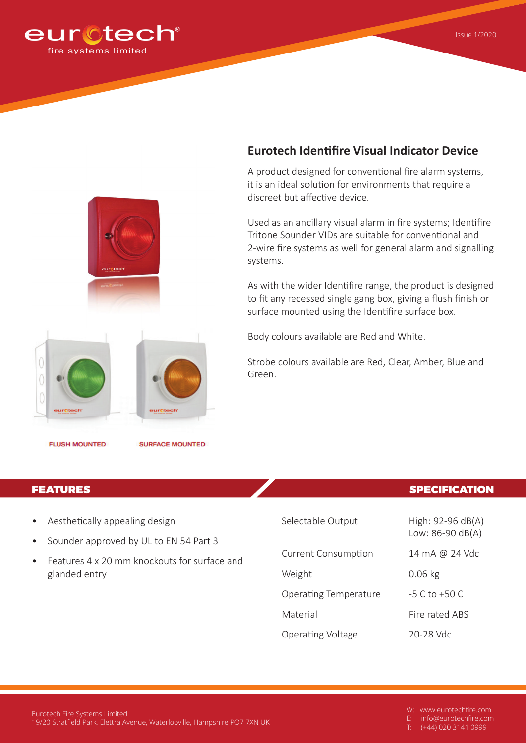eurotech fire systems limited

Issue 1/2020

## Eurotech Identifire Visual Indicator Device

A product designed for conventional fire alarm systems, it is an ideal solution for environments that require a discreet but affective device.

Used as an ancillary visual alarm in fire systems; Identifire Tritone Sounder VIDs are suitable for conventional and 2-wire fire systems as well for general alarm and signalling systems.

As with the wider Identifire range, the product is designed to fit any recessed single gang box, giving a flush finish or surface mounted using the Identifire surface box.

Body colours available are Red and White.

Strobe colours available are Red, Clear, Amber, Blue and Green.

FLUSH MOUNTED

SURFACE MOUNTED

## FEATURES

- Aesthetically appealing design
- Sounder approved by UL to EN 54 Part 3
- Features 4 x 20 mm knockouts for surface and glanded entry

## SPECIFICATION

| | |
|---|---|
| Selectable Output | High: 92-96 dB(A)<br>Low: 86-90 dB(A) |
| Current Consumption | 14 mA @ 24 Vdc |
| Weight | 0.06 kg |
| Operating Temperature | -5 C to +50 C |
| Material | Fire rated ABS |
| Operating Voltage | 20-28 Vdc |

Eurotech Fire Systems Limited
19/20 Stratfield Park, Elettra Avenue, Waterlooville, Hampshire PO7 7XN UK

W: www.eurotechfire.com
E: info@eurotechfire.com
T: (+44) 020 3141 0999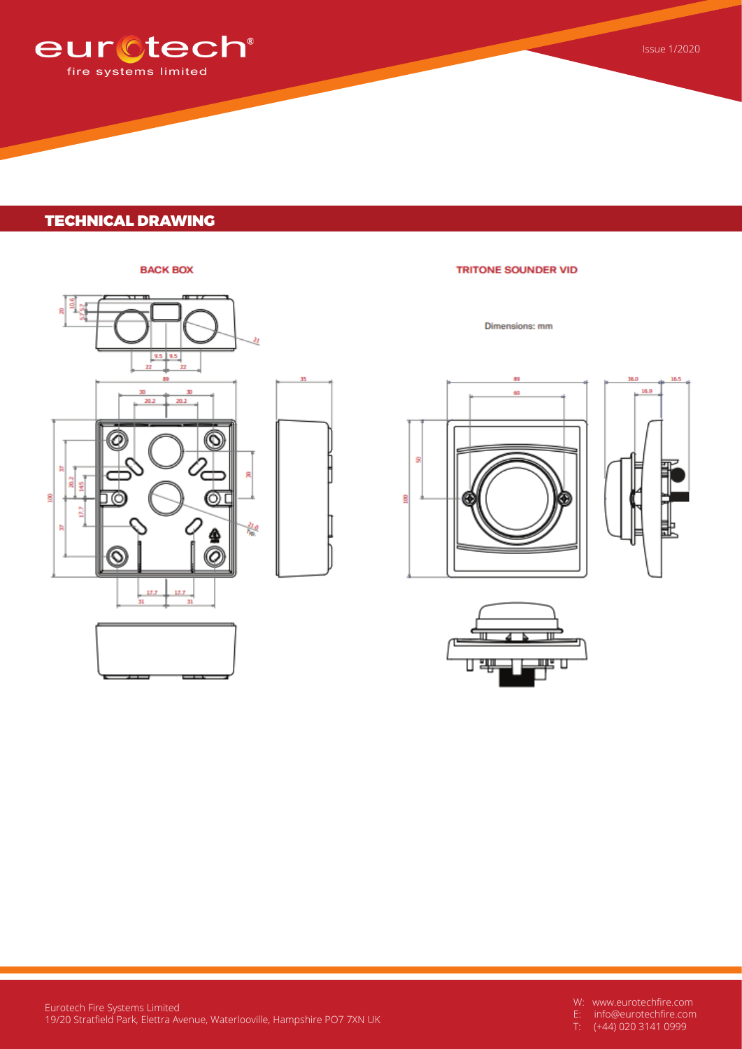## TECHNICAL DRAWING

BACK BOX

20
10.6
5.2
5.2
21
9.5 9.5
22 22
89
30 30
20.2 20.2
35
100
37
20.2
14.5
17.7
37
30
21.0
17.7 17.7
31 31

TRITONE SOUNDER VID

Dimensions: mm

89
60
36.0
16.9
16.5
50
100